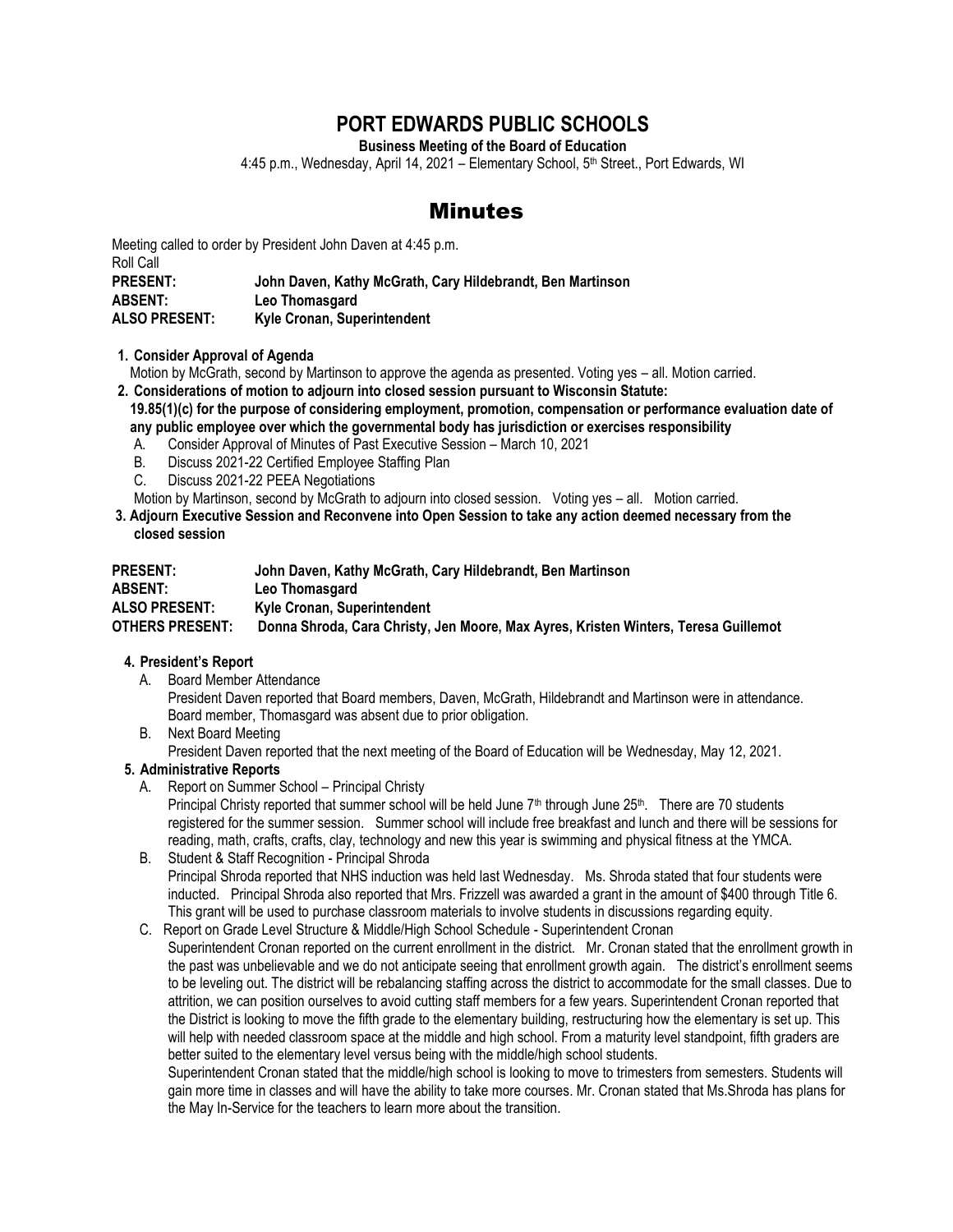# PORT EDWARDS PUBLIC SCHOOLS

**Business Meeting of the Board of Education**

4:45 p.m., Wednesday, April 14, 2021 – Elementary School, 5th Street., Port Edwards, WI

## Minutes

Meeting called to order by President John Daven at 4:45 p.m.

Roll Call

**PRESENT:** **John Daven, Kathy McGrath, Cary Hildebrandt, Ben Martinson**
**ABSENT:** **Leo Thomasgard**
**ALSO PRESENT:** **Kyle Cronan, Superintendent**

**1. Consider Approval of Agenda**

Motion by McGrath, second by Martinson to approve the agenda as presented. Voting yes – all. Motion carried.

**2. Considerations of motion to adjourn into closed session pursuant to Wisconsin Statute: 19.85(1)(c) for the purpose of considering employment, promotion, compensation or performance evaluation date of any public employee over which the governmental body has jurisdiction or exercises responsibility**

A. Consider Approval of Minutes of Past Executive Session – March 10, 2021
B. Discuss 2021-22 Certified Employee Staffing Plan
C. Discuss 2021-22 PEEA Negotiations

Motion by Martinson, second by McGrath to adjourn into closed session. Voting yes – all. Motion carried.

**3. Adjourn Executive Session and Reconvene into Open Session to take any action deemed necessary from the closed session**

**PRESENT:** **John Daven, Kathy McGrath, Cary Hildebrandt, Ben Martinson**
**ABSENT:** **Leo Thomasgard**
**ALSO PRESENT:** **Kyle Cronan, Superintendent**
**OTHERS PRESENT:** **Donna Shroda, Cara Christy, Jen Moore, Max Ayres, Kristen Winters, Teresa Guillemot**

**4. President's Report**

A. Board Member Attendance
President Daven reported that Board members, Daven, McGrath, Hildebrandt and Martinson were in attendance. Board member, Thomasgard was absent due to prior obligation.

B. Next Board Meeting
President Daven reported that the next meeting of the Board of Education will be Wednesday, May 12, 2021.

**5. Administrative Reports**

A. Report on Summer School – Principal Christy
Principal Christy reported that summer school will be held June 7th through June 25th. There are 70 students registered for the summer session. Summer school will include free breakfast and lunch and there will be sessions for reading, math, crafts, crafts, clay, technology and new this year is swimming and physical fitness at the YMCA.

B. Student & Staff Recognition - Principal Shroda
Principal Shroda reported that NHS induction was held last Wednesday. Ms. Shroda stated that four students were inducted. Principal Shroda also reported that Mrs. Frizzell was awarded a grant in the amount of $400 through Title 6. This grant will be used to purchase classroom materials to involve students in discussions regarding equity.

C. Report on Grade Level Structure & Middle/High School Schedule - Superintendent Cronan
Superintendent Cronan reported on the current enrollment in the district. Mr. Cronan stated that the enrollment growth in the past was unbelievable and we do not anticipate seeing that enrollment growth again. The district's enrollment seems to be leveling out. The district will be rebalancing staffing across the district to accommodate for the small classes. Due to attrition, we can position ourselves to avoid cutting staff members for a few years. Superintendent Cronan reported that the District is looking to move the fifth grade to the elementary building, restructuring how the elementary is set up. This will help with needed classroom space at the middle and high school. From a maturity level standpoint, fifth graders are better suited to the elementary level versus being with the middle/high school students.

Superintendent Cronan stated that the middle/high school is looking to move to trimesters from semesters. Students will gain more time in classes and will have the ability to take more courses. Mr. Cronan stated that Ms.Shroda has plans for the May In-Service for the teachers to learn more about the transition.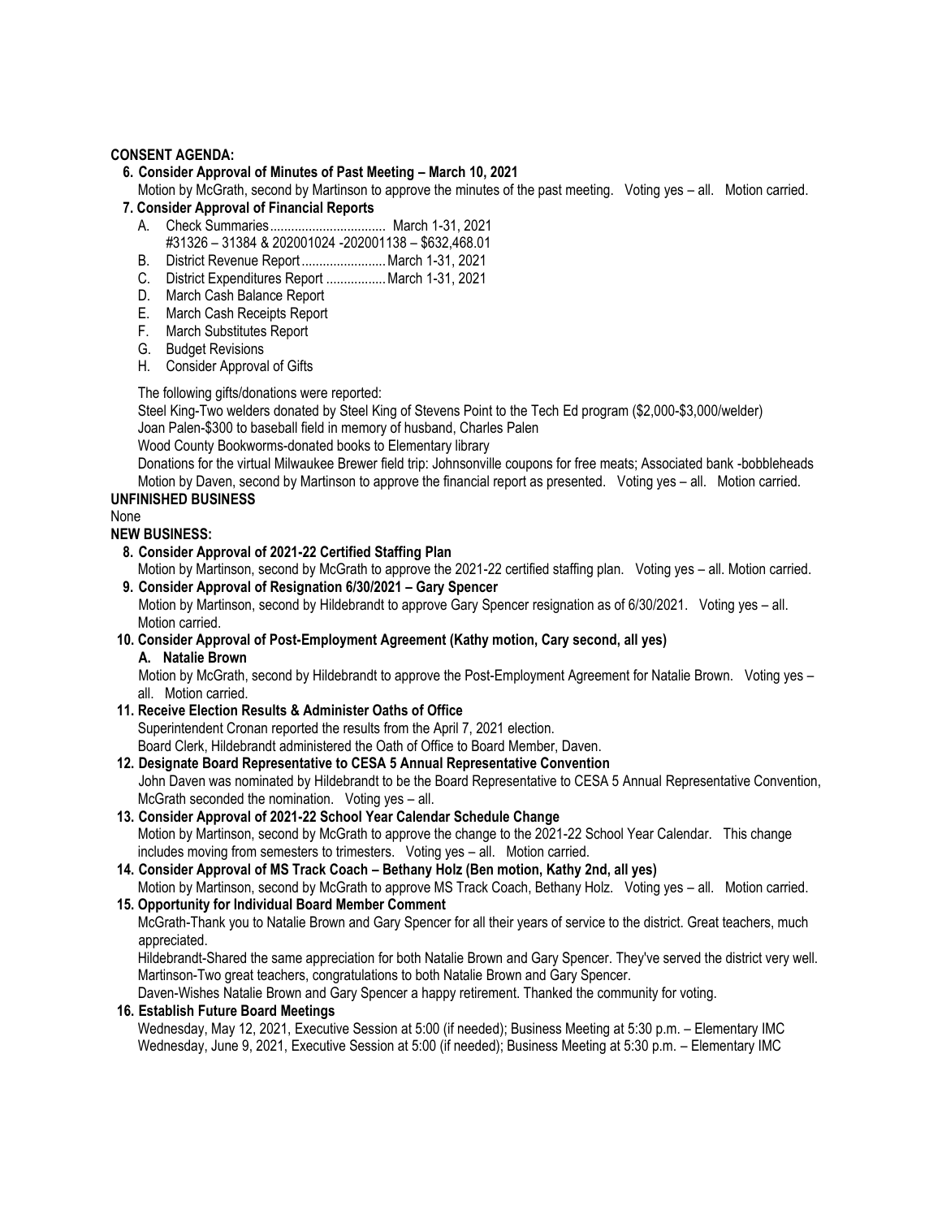**CONSENT AGENDA:**

**6. Consider Approval of Minutes of Past Meeting – March 10, 2021**

Motion by McGrath, second by Martinson to approve the minutes of the past meeting. Voting yes – all. Motion carried.

**7. Consider Approval of Financial Reports**

A. Check Summaries................................ March 1-31, 2021
   #31326 – 31384 & 202001024 -202001138 – $632,468.01
B. District Revenue Report........................ March 1-31, 2021
C. District Expenditures Report ................. March 1-31, 2021
D. March Cash Balance Report
E. March Cash Receipts Report
F. March Substitutes Report
G. Budget Revisions
H. Consider Approval of Gifts

The following gifts/donations were reported:

Steel King-Two welders donated by Steel King of Stevens Point to the Tech Ed program ($2,000-$3,000/welder)

Joan Palen-$300 to baseball field in memory of husband, Charles Palen

Wood County Bookworms-donated books to Elementary library

Donations for the virtual Milwaukee Brewer field trip: Johnsonville coupons for free meats; Associated bank -bobbleheads

Motion by Daven, second by Martinson to approve the financial report as presented. Voting yes – all. Motion carried.

**UNFINISHED BUSINESS**

None

**NEW BUSINESS:**

**8. Consider Approval of 2021-22 Certified Staffing Plan**

Motion by Martinson, second by McGrath to approve the 2021-22 certified staffing plan. Voting yes – all. Motion carried.

**9. Consider Approval of Resignation 6/30/2021 – Gary Spencer**

Motion by Martinson, second by Hildebrandt to approve Gary Spencer resignation as of 6/30/2021. Voting yes – all. Motion carried.

**10. Consider Approval of Post-Employment Agreement (Kathy motion, Cary second, all yes)**

**A. Natalie Brown**

Motion by McGrath, second by Hildebrandt to approve the Post-Employment Agreement for Natalie Brown. Voting yes – all. Motion carried.

**11. Receive Election Results & Administer Oaths of Office**

Superintendent Cronan reported the results from the April 7, 2021 election.

Board Clerk, Hildebrandt administered the Oath of Office to Board Member, Daven.

**12. Designate Board Representative to CESA 5 Annual Representative Convention**

John Daven was nominated by Hildebrandt to be the Board Representative to CESA 5 Annual Representative Convention, McGrath seconded the nomination. Voting yes – all.

**13. Consider Approval of 2021-22 School Year Calendar Schedule Change**

Motion by Martinson, second by McGrath to approve the change to the 2021-22 School Year Calendar. This change includes moving from semesters to trimesters. Voting yes – all. Motion carried.

**14. Consider Approval of MS Track Coach – Bethany Holz (Ben motion, Kathy 2nd, all yes)**

Motion by Martinson, second by McGrath to approve MS Track Coach, Bethany Holz. Voting yes – all. Motion carried.

**15. Opportunity for Individual Board Member Comment**

McGrath-Thank you to Natalie Brown and Gary Spencer for all their years of service to the district. Great teachers, much appreciated.

Hildebrandt-Shared the same appreciation for both Natalie Brown and Gary Spencer. They've served the district very well.

Martinson-Two great teachers, congratulations to both Natalie Brown and Gary Spencer.

Daven-Wishes Natalie Brown and Gary Spencer a happy retirement. Thanked the community for voting.

**16. Establish Future Board Meetings**

Wednesday, May 12, 2021, Executive Session at 5:00 (if needed); Business Meeting at 5:30 p.m. – Elementary IMC

Wednesday, June 9, 2021, Executive Session at 5:00 (if needed); Business Meeting at 5:30 p.m. – Elementary IMC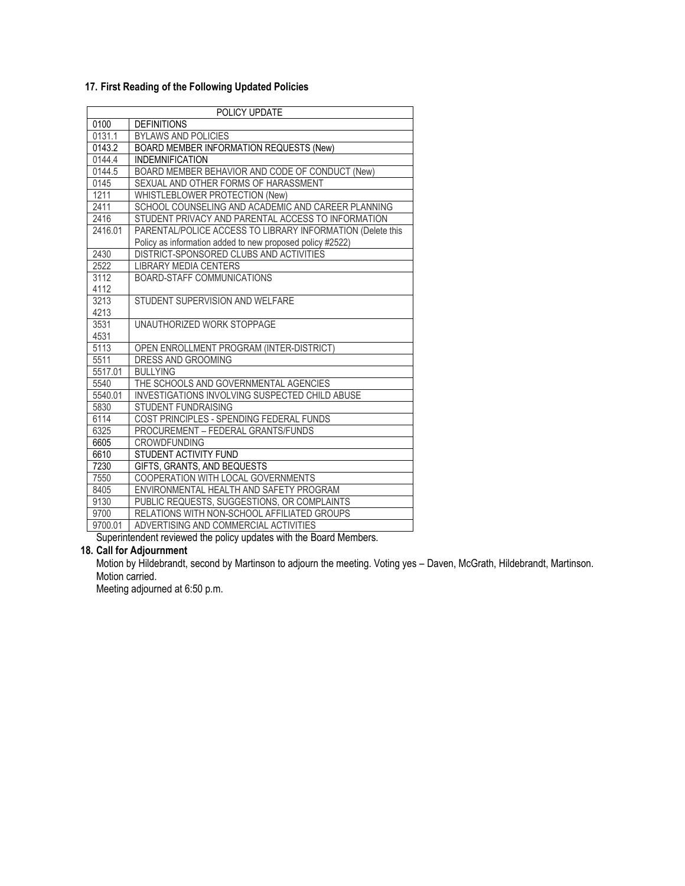### 17. First Reading of the Following Updated Policies

| POLICY UPDATE | |
|---|---|
| 0100 | DEFINITIONS |
| 0131.1 | BYLAWS AND POLICIES |
| 0143.2 | BOARD MEMBER INFORMATION REQUESTS (New) |
| 0144.4 | INDEMNIFICATION |
| 0144.5 | BOARD MEMBER BEHAVIOR AND CODE OF CONDUCT (New) |
| 0145 | SEXUAL AND OTHER FORMS OF HARASSMENT |
| 1211 | WHISTLEBLOWER PROTECTION (New) |
| 2411 | SCHOOL COUNSELING AND ACADEMIC AND CAREER PLANNING |
| 2416 | STUDENT PRIVACY AND PARENTAL ACCESS TO INFORMATION |
| 2416.01 | PARENTAL/POLICE ACCESS TO LIBRARY INFORMATION (Delete this Policy as information added to new proposed policy #2522) |
| 2430 | DISTRICT-SPONSORED CLUBS AND ACTIVITIES |
| 2522 | LIBRARY MEDIA CENTERS |
| 3112 4112 | BOARD-STAFF COMMUNICATIONS |
| 3213 4213 | STUDENT SUPERVISION AND WELFARE |
| 3531 4531 | UNAUTHORIZED WORK STOPPAGE |
| 5113 | OPEN ENROLLMENT PROGRAM (INTER-DISTRICT) |
| 5511 | DRESS AND GROOMING |
| 5517.01 | BULLYING |
| 5540 | THE SCHOOLS AND GOVERNMENTAL AGENCIES |
| 5540.01 | INVESTIGATIONS INVOLVING SUSPECTED CHILD ABUSE |
| 5830 | STUDENT FUNDRAISING |
| 6114 | COST PRINCIPLES - SPENDING FEDERAL FUNDS |
| 6325 | PROCUREMENT – FEDERAL GRANTS/FUNDS |
| 6605 | CROWDFUNDING |
| 6610 | STUDENT ACTIVITY FUND |
| 7230 | GIFTS, GRANTS, AND BEQUESTS |
| 7550 | COOPERATION WITH LOCAL GOVERNMENTS |
| 8405 | ENVIRONMENTAL HEALTH AND SAFETY PROGRAM |
| 9130 | PUBLIC REQUESTS, SUGGESTIONS, OR COMPLAINTS |
| 9700 | RELATIONS WITH NON-SCHOOL AFFILIATED GROUPS |
| 9700.01 | ADVERTISING AND COMMERCIAL ACTIVITIES |

Superintendent reviewed the policy updates with the Board Members.

### 18. Call for Adjournment

Motion by Hildebrandt, second by Martinson to adjourn the meeting. Voting yes – Daven, McGrath, Hildebrandt, Martinson. Motion carried.

Meeting adjourned at 6:50 p.m.